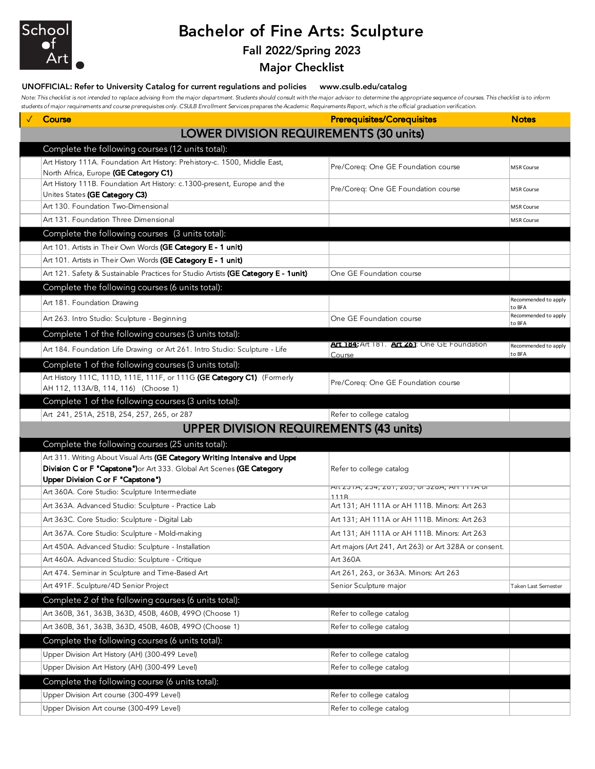# Bachelor of Fine Arts: Sculpture

## Fall 2022/Spring 2023

## Major Checklist

**UNOFFICIAL: Refer to University Catalog for current regulations and policies www.csulb.edu/catalog**

*Note: This checklist is not intended to replace advising from the major department. Students should consult with the major advisor to determine the appropriate sequence of courses. This checklist is to inform students of major requirements and course prerequisites only. CSULB Enrollment Services prepares the Academic Requirements Report, which is the official graduation verification.*

| ✓ | Course | Prerequisites/Corequisites | Notes |
|---|---|---|---|
| | **LOWER DIVISION REQUIREMENTS (30 units)** | | |
| | Complete the following courses (12 units total): | | |
| | Art History 111A. Foundation Art History: Prehistory-c. 1500, Middle East, North Africa, Europe **(GE Category C1)** | Pre/Coreq: One GE Foundation course | MSR Course |
| | Art History 111B. Foundation Art History: c.1300-present, Europe and the Unites States **(GE Category C3)** | Pre/Coreq: One GE Foundation course | MSR Course |
| | Art 130. Foundation Two-Dimensional | | MSR Course |
| | Art 131. Foundation Three Dimensional | | MSR Course |
| | Complete the following courses (3 units total): | | |
| | Art 101. Artists in Their Own Words **(GE Category E - 1 unit)** | | |
| | Art 101. Artists in Their Own Words **(GE Category E - 1 unit)** | | |
| | Art 121. Safety & Sustainable Practices for Studio Artists **(GE Category E - 1unit)** | One GE Foundation course | |
| | Complete the following courses (6 units total): | | |
| | Art 181. Foundation Drawing | | Recommended to apply to BFA |
| | Art 263. Intro Studio: Sculpture - Beginning | One GE Foundation course | Recommended to apply to BFA |
| | Complete 1 of the following courses (3 units total): | | |
| | Art 184. Foundation Life Drawing or Art 261. Intro Studio: Sculpture - Life | **Art 184**: Art 181. **Art 261**: One GE Foundation Course | Recommended to apply to BFA |
| | Complete 1 of the following courses (3 units total): | | |
| | Art History 111C, 111D, 111E, 111F, or 111G **(GE Category C1)** (Formerly AH 112, 113A/B, 114, 116) (Choose 1) | Pre/Coreq: One GE Foundation course | |
| | Complete 1 of the following courses (3 units total): | | |
| | Art 241, 251A, 251B, 254, 257, 265, or 287 | Refer to college catalog | |
| | **UPPER DIVISION REQUIREMENTS (43 units)** | | |
| | Complete the following courses (25 units total): | | |
| | Art 311. Writing About Visual Arts **(GE Category Writing Intensive and Upper Division C or F "Capstone")** or Art 333. Global Art Scenes **(GE Category Upper Division C or F "Capstone")** | Refer to college catalog | |
| | Art 360A. Core Studio: Sculpture Intermediate | Art 251A, 254, 261, 263, or 328A; AH 111A or 111B | |
| | Art 363A. Advanced Studio: Sculpture - Practice Lab | Art 131; AH 111A or AH 111B. Minors: Art 263 | |
| | Art 363C. Core Studio: Sculpture - Digital Lab | Art 131; AH 111A or AH 111B. Minors: Art 263 | |
| | Art 367A. Core Studio: Sculpture - Mold-making | Art 131; AH 111A or AH 111B. Minors: Art 263 | |
| | Art 450A. Advanced Studio: Sculpture - Installation | Art majors (Art 241, Art 263) or Art 328A or consent. | |
| | Art 460A. Advanced Studio: Sculpture - Critique | Art 360A | |
| | Art 474. Seminar in Sculpture and Time-Based Art | Art 261, 263, or 363A. Minors: Art 263 | |
| | Art 491F. Sculpture/4D Senior Project | Senior Sculpture major | Taken Last Semester |
| | Complete 2 of the following courses (6 units total): | | |
| | Art 360B, 361, 363B, 363D, 450B, 460B, 490O (Choose 1) | Refer to college catalog | |
| | Art 360B, 361, 363B, 363D, 450B, 460B, 490O (Choose 1) | Refer to college catalog | |
| | Complete the following courses (6 units total): | | |
| | Upper Division Art History (AH) (300-499 Level) | Refer to college catalog | |
| | Upper Division Art History (AH) (300-499 Level) | Refer to college catalog | |
| | Complete the following course (6 units total): | | |
| | Upper Division Art course (300-499 Level) | Refer to college catalog | |
| | Upper Division Art course (300-499 Level) | Refer to college catalog | |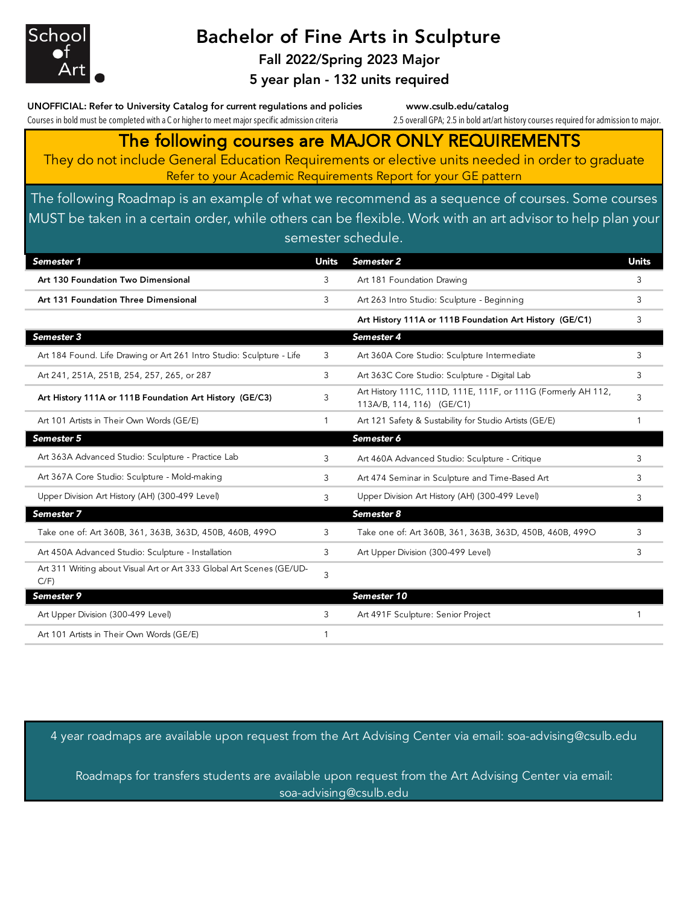School of Art

# Bachelor of Fine Arts in Sculpture

## Fall 2022/Spring 2023 Major

## 5 year plan - 132 units required

**UNOFFICIAL: Refer to University Catalog for current regulations and policies** **www.csulb.edu/catalog**

Courses in bold must be completed with a C or higher to meet major specific admission criteria

2.5 overall GPA; 2.5 in bold art/art history courses required for admission to major.

## The following courses are MAJOR ONLY REQUIREMENTS

They do not include General Education Requirements or elective units needed in order to graduate

Refer to your Academic Requirements Report for your GE pattern

The following Roadmap is an example of what we recommend as a sequence of courses. Some courses MUST be taken in a certain order, while others can be flexible. Work with an art advisor to help plan your semester schedule.

| ***Semester 1*** | **Units** | ***Semester 2*** | **Units** |
|---|---|---|---|
| **Art 130 Foundation Two Dimensional** | 3 | Art 181 Foundation Drawing | 3 |
| **Art 131 Foundation Three Dimensional** | 3 | Art 263 Intro Studio: Sculpture - Beginning | 3 |
| | | **Art History 111A or 111B Foundation Art History (GE/C1)** | 3 |
| ***Semester 3*** | | ***Semester 4*** | |
| Art 184 Found. Life Drawing or Art 261 Intro Studio: Sculpture - Life | 3 | Art 360A Core Studio: Sculpture Intermediate | 3 |
| Art 241, 251A, 251B, 254, 257, 265, or 287 | 3 | Art 363C Core Studio: Sculpture - Digital Lab | 3 |
| **Art History 111A or 111B Foundation Art History (GE/C3)** | 3 | Art History 111C, 111D, 111E, 111F, or 111G (Formerly AH 112, 113A/B, 114, 116) (GE/C1) | 3 |
| Art 101 Artists in Their Own Words (GE/E) | 1 | Art 121 Safety & Sustability for Studio Artists (GE/E) | 1 |
| ***Semester 5*** | | ***Semester 6*** | |
| Art 363A Advanced Studio: Sculpture - Practice Lab | 3 | Art 460A Advanced Studio: Sculpture - Critique | 3 |
| Art 367A Core Studio: Sculpture - Mold-making | 3 | Art 474 Seminar in Sculpture and Time-Based Art | 3 |
| Upper Division Art History (AH) (300-499 Level) | 3 | Upper Division Art History (AH) (300-499 Level) | 3 |
| ***Semester 7*** | | ***Semester 8*** | |
| Take one of: Art 360B, 361, 363B, 363D, 450B, 460B, 499O | 3 | Take one of: Art 360B, 361, 363B, 363D, 450B, 460B, 499O | 3 |
| Art 450A Advanced Studio: Sculpture - Installation | 3 | Art Upper Division (300-499 Level) | 3 |
| Art 311 Writing about Visual Art or Art 333 Global Art Scenes (GE/UD-C/F) | 3 | | |
| ***Semester 9*** | | ***Semester 10*** | |
| Art Upper Division (300-499 Level) | 3 | Art 491F Sculpture: Senior Project | 1 |
| Art 101 Artists in Their Own Words (GE/E) | 1 | | |

4 year roadmaps are available upon request from the Art Advising Center via email: soa-advising@csulb.edu

Roadmaps for transfers students are available upon request from the Art Advising Center via email: soa-advising@csulb.edu